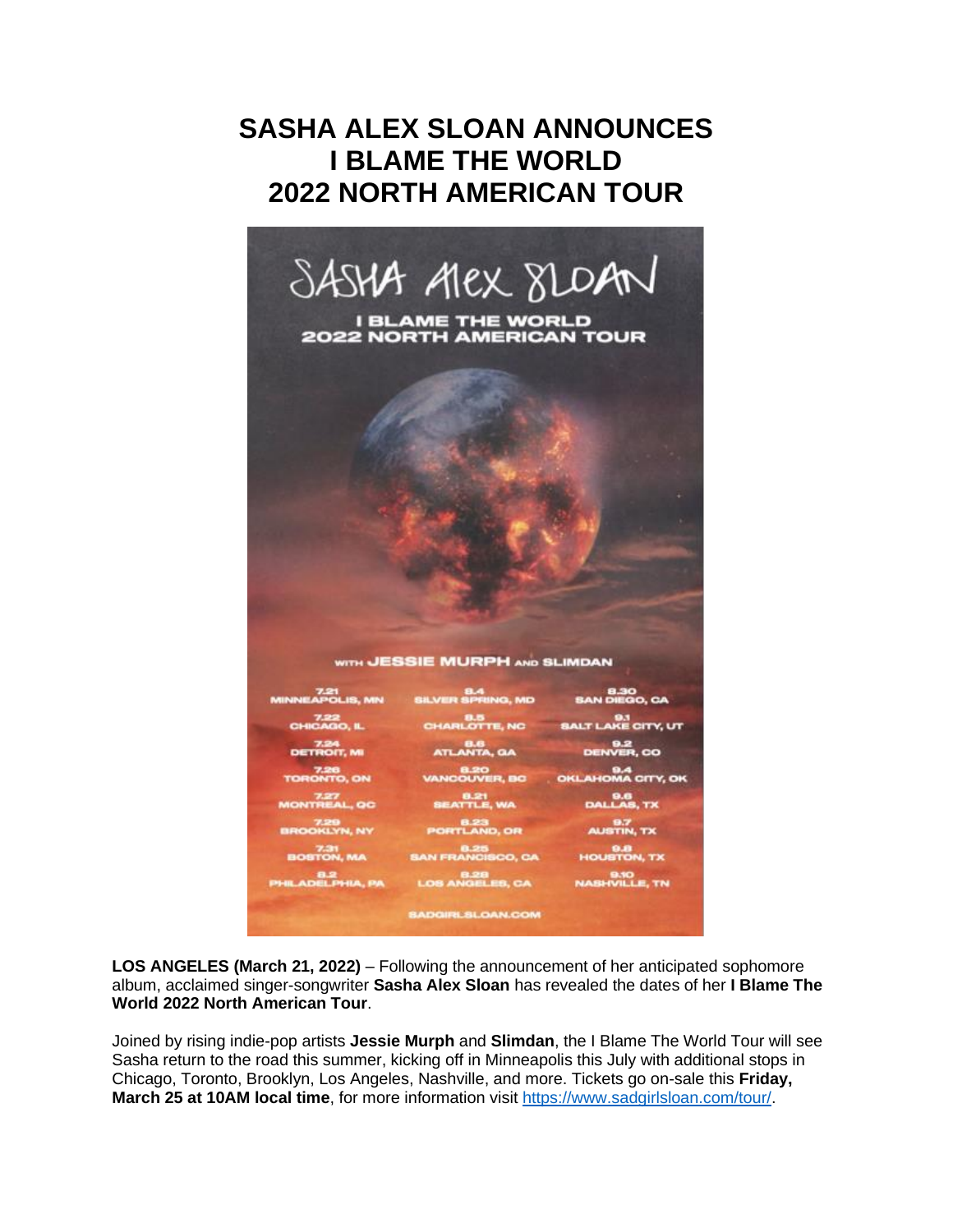# SASHA ALEX SLOAN ANNOUNCES I BLAME THE WORLD 2022 NORTH AMERICAN TOUR

SASHA ALEX SLOAN

I BLAME THE WORLD
2022 NORTH AMERICAN TOUR

WITH JESSIE MURPH AND SLIMDAN

7.21 MINNEAPOLIS, MN
7.22 CHICAGO, IL
7.24 DETROIT, MI
7.26 TORONTO, ON
7.27 MONTREAL, QC
7.29 BROOKLYN, NY
7.31 BOSTON, MA
8.2 PHILADELPHIA, PA
8.4 SILVER SPRING, MD
8.5 CHARLOTTE, NC
8.6 ATLANTA, GA
8.20 VANCOUVER, BC
8.21 SEATTLE, WA
8.23 PORTLAND, OR
8.25 SAN FRANCISCO, CA
8.28 LOS ANGELES, CA
8.30 SAN DIEGO, CA
9.1 SALT LAKE CITY, UT
9.2 DENVER, CO
9.4 OKLAHOMA CITY, OK
9.6 DALLAS, TX
9.7 AUSTIN, TX
9.8 HOUSTON, TX
9.10 NASHVILLE, TN

SADGIRLSLOAN.COM

**LOS ANGELES (March 21, 2022)** – Following the announcement of her anticipated sophomore album, acclaimed singer-songwriter **Sasha Alex Sloan** has revealed the dates of her **I Blame The World 2022 North American Tour**.

Joined by rising indie-pop artists **Jessie Murph** and **Slimdan**, the I Blame The World Tour will see Sasha return to the road this summer, kicking off in Minneapolis this July with additional stops in Chicago, Toronto, Brooklyn, Los Angeles, Nashville, and more. Tickets go on-sale this **Friday, March 25 at 10AM local time**, for more information visit https://www.sadgirlsloan.com/tour/.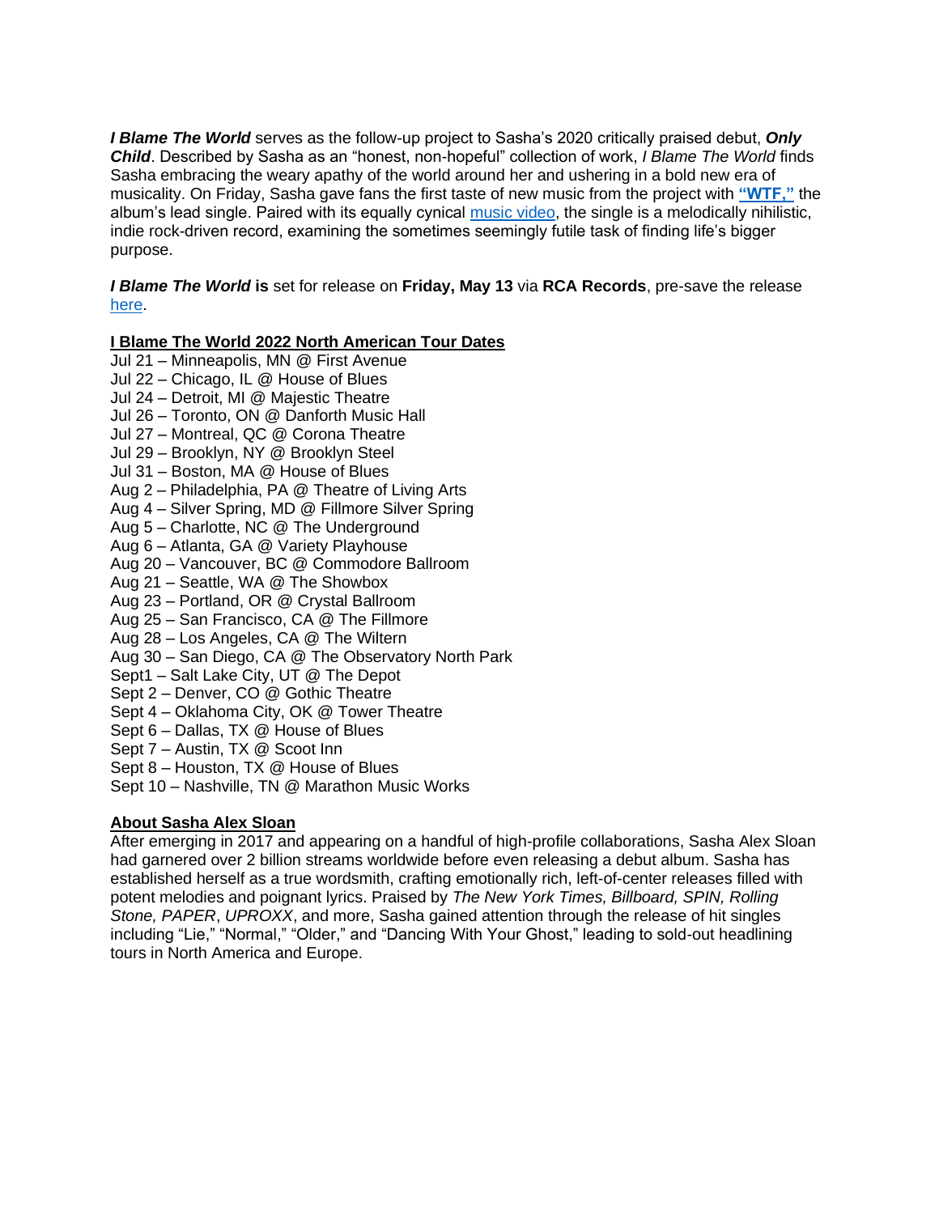***I Blame The World*** serves as the follow-up project to Sasha's 2020 critically praised debut, ***Only Child***. Described by Sasha as an "honest, non-hopeful" collection of work, *I Blame The World* finds Sasha embracing the weary apathy of the world around her and ushering in a bold new era of musicality. On Friday, Sasha gave fans the first taste of new music from the project with **"WTF,"** the album's lead single. Paired with its equally cynical music video, the single is a melodically nihilistic, indie rock-driven record, examining the sometimes seemingly futile task of finding life's bigger purpose.

***I Blame The World*** **is** set for release on **Friday, May 13** via **RCA Records**, pre-save the release here.

**I Blame The World 2022 North American Tour Dates**

Jul 21 – Minneapolis, MN @ First Avenue
Jul 22 – Chicago, IL @ House of Blues
Jul 24 – Detroit, MI @ Majestic Theatre
Jul 26 – Toronto, ON @ Danforth Music Hall
Jul 27 – Montreal, QC @ Corona Theatre
Jul 29 – Brooklyn, NY @ Brooklyn Steel
Jul 31 – Boston, MA @ House of Blues
Aug 2 – Philadelphia, PA @ Theatre of Living Arts
Aug 4 – Silver Spring, MD @ Fillmore Silver Spring
Aug 5 – Charlotte, NC @ The Underground
Aug 6 – Atlanta, GA @ Variety Playhouse
Aug 20 – Vancouver, BC @ Commodore Ballroom
Aug 21 – Seattle, WA @ The Showbox
Aug 23 – Portland, OR @ Crystal Ballroom
Aug 25 – San Francisco, CA @ The Fillmore
Aug 28 – Los Angeles, CA @ The Wiltern
Aug 30 – San Diego, CA @ The Observatory North Park
Sept1 – Salt Lake City, UT @ The Depot
Sept 2 – Denver, CO @ Gothic Theatre
Sept 4 – Oklahoma City, OK @ Tower Theatre
Sept 6 – Dallas, TX @ House of Blues
Sept 7 – Austin, TX @ Scoot Inn
Sept 8 – Houston, TX @ House of Blues
Sept 10 – Nashville, TN @ Marathon Music Works

**About Sasha Alex Sloan**

After emerging in 2017 and appearing on a handful of high-profile collaborations, Sasha Alex Sloan had garnered over 2 billion streams worldwide before even releasing a debut album. Sasha has established herself as a true wordsmith, crafting emotionally rich, left-of-center releases filled with potent melodies and poignant lyrics. Praised by *The New York Times, Billboard, SPIN, Rolling Stone, PAPER*, *UPROXX*, and more, Sasha gained attention through the release of hit singles including "Lie," "Normal," "Older," and "Dancing With Your Ghost," leading to sold-out headlining tours in North America and Europe.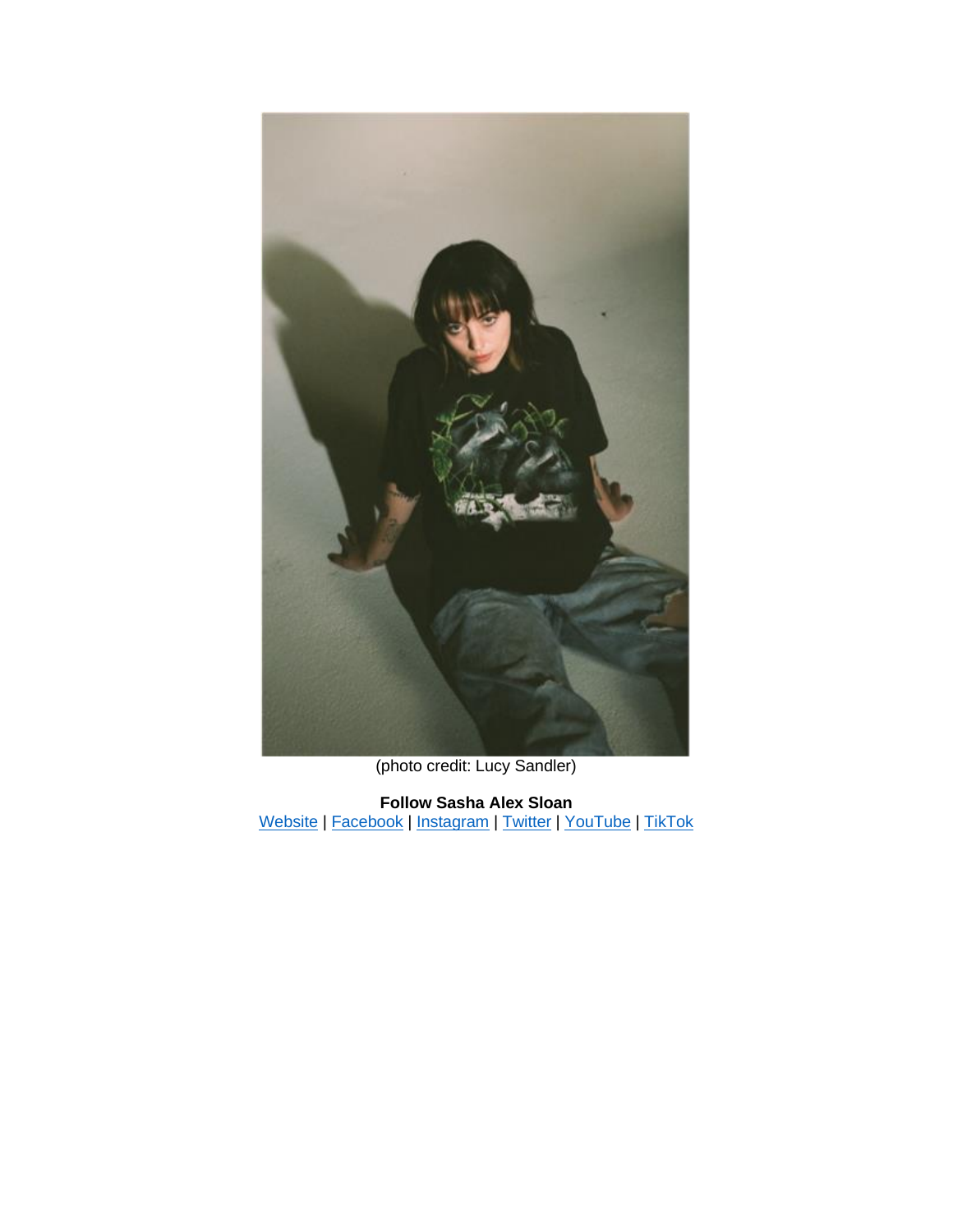(photo credit: Lucy Sandler)

**Follow Sasha Alex Sloan**
Website | Facebook | Instagram | Twitter | YouTube | TikTok